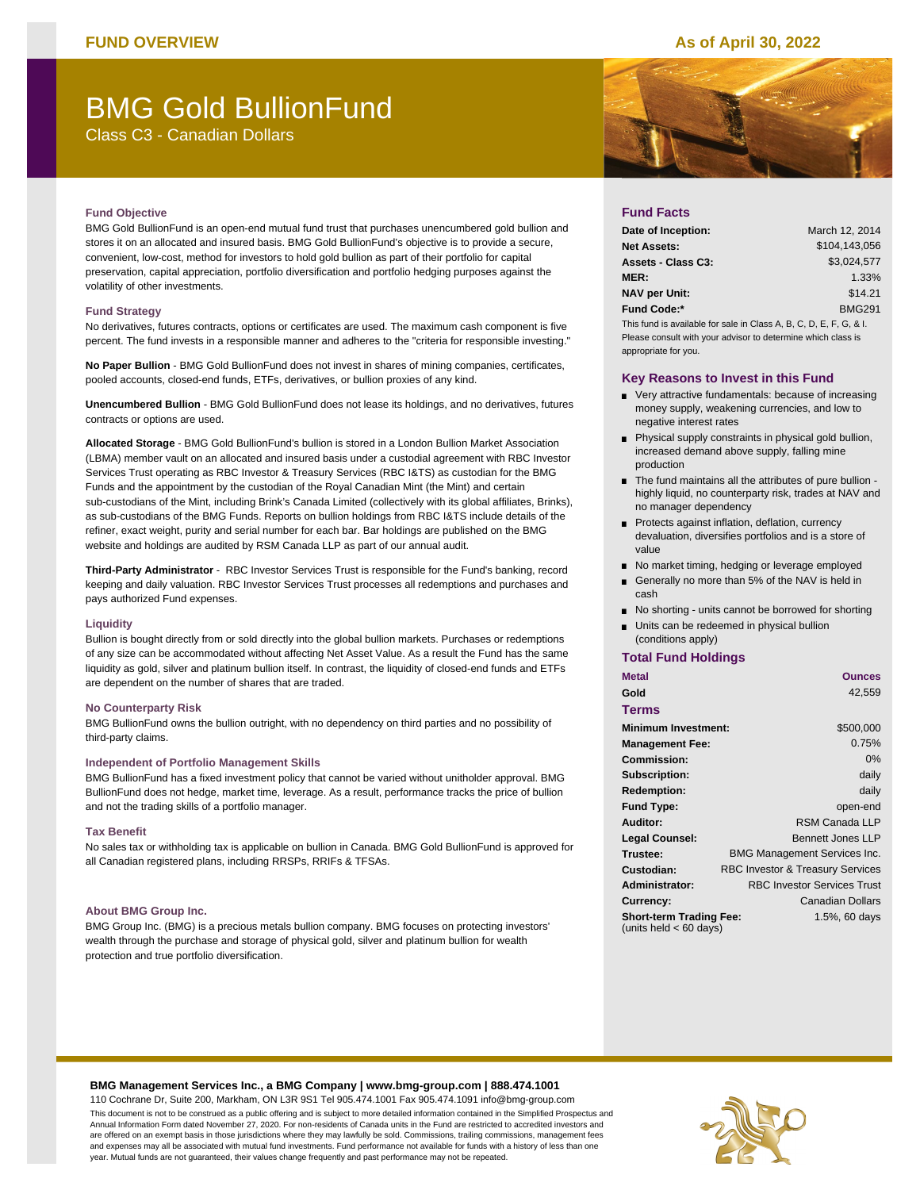FUND OVERVIEW

As of April 30, 2022

# BMG Gold BullionFund

Class C3 - Canadian Dollars

### Fund Objective

BMG Gold BullionFund is an open-end mutual fund trust that purchases unencumbered gold bullion and stores it on an allocated and insured basis. BMG Gold BullionFund's objective is to provide a secure, convenient, low-cost, method for investors to hold gold bullion as part of their portfolio for capital preservation, capital appreciation, portfolio diversification and portfolio hedging purposes against the volatility of other investments.

### Fund Strategy

No derivatives, futures contracts, options or certificates are used. The maximum cash component is five percent. The fund invests in a responsible manner and adheres to the "criteria for responsible investing."

**No Paper Bullion** - BMG Gold BullionFund does not invest in shares of mining companies, certificates, pooled accounts, closed-end funds, ETFs, derivatives, or bullion proxies of any kind.

**Unencumbered Bullion** - BMG Gold BullionFund does not lease its holdings, and no derivatives, futures contracts or options are used.

**Allocated Storage** - BMG Gold BullionFund's bullion is stored in a London Bullion Market Association (LBMA) member vault on an allocated and insured basis under a custodial agreement with RBC Investor Services Trust operating as RBC Investor & Treasury Services (RBC I&TS) as custodian for the BMG Funds and the appointment by the custodian of the Royal Canadian Mint (the Mint) and certain sub-custodians of the Mint, including Brink's Canada Limited (collectively with its global affiliates, Brinks), as sub-custodians of the BMG Funds. Reports on bullion holdings from RBC I&TS include details of the refiner, exact weight, purity and serial number for each bar. Bar holdings are published on the BMG website and holdings are audited by RSM Canada LLP as part of our annual audit.

**Third-Party Administrator** - RBC Investor Services Trust is responsible for the Fund's banking, record keeping and daily valuation. RBC Investor Services Trust processes all redemptions and purchases and pays authorized Fund expenses.

### Liquidity

Bullion is bought directly from or sold directly into the global bullion markets. Purchases or redemptions of any size can be accommodated without affecting Net Asset Value. As a result the Fund has the same liquidity as gold, silver and platinum bullion itself. In contrast, the liquidity of closed-end funds and ETFs are dependent on the number of shares that are traded.

### No Counterparty Risk

BMG BullionFund owns the bullion outright, with no dependency on third parties and no possibility of third-party claims.

### Independent of Portfolio Management Skills

BMG BullionFund has a fixed investment policy that cannot be varied without unitholder approval. BMG BullionFund does not hedge, market time, leverage. As a result, performance tracks the price of bullion and not the trading skills of a portfolio manager.

### Tax Benefit

No sales tax or withholding tax is applicable on bullion in Canada. BMG Gold BullionFund is approved for all Canadian registered plans, including RRSPs, RRIFs & TFSAs.

### About BMG Group Inc.

BMG Group Inc. (BMG) is a precious metals bullion company. BMG focuses on protecting investors' wealth through the purchase and storage of physical gold, silver and platinum bullion for wealth protection and true portfolio diversification.

## Fund Facts

| | |
|---|---|
| **Date of Inception:** | March 12, 2014 |
| **Net Assets:** | $104,143,056 |
| **Assets - Class C3:** | $3,024,577 |
| **MER:** | 1.33% |
| **NAV per Unit:** | $14.21 |
| **Fund Code:*** | BMG291 |

This fund is available for sale in Class A, B, C, D, E, F, G, & I. Please consult with your advisor to determine which class is appropriate for you.

## Key Reasons to Invest in this Fund

- Very attractive fundamentals: because of increasing money supply, weakening currencies, and low to negative interest rates
- Physical supply constraints in physical gold bullion, increased demand above supply, falling mine production
- The fund maintains all the attributes of pure bullion - highly liquid, no counterparty risk, trades at NAV and no manager dependency
- Protects against inflation, deflation, currency devaluation, diversifies portfolios and is a store of value
- No market timing, hedging or leverage employed
- Generally no more than 5% of the NAV is held in cash
- No shorting - units cannot be borrowed for shorting
- Units can be redeemed in physical bullion (conditions apply)

## Total Fund Holdings

| Metal | Ounces |
|---|---|
| Gold | 42,559 |

## Terms

| | |
|---|---|
| **Minimum Investment:** | $500,000 |
| **Management Fee:** | 0.75% |
| **Commission:** | 0% |
| **Subscription:** | daily |
| **Redemption:** | daily |
| **Fund Type:** | open-end |
| **Auditor:** | RSM Canada LLP |
| **Legal Counsel:** | Bennett Jones LLP |
| **Trustee:** | BMG Management Services Inc. |
| **Custodian:** | RBC Investor & Treasury Services |
| **Administrator:** | RBC Investor Services Trust |
| **Currency:** | Canadian Dollars |
| **Short-term Trading Fee:** (units held < 60 days) | 1.5%, 60 days |

**BMG Management Services Inc., a BMG Company | www.bmg-group.com | 888.474.1001**

110 Cochrane Dr, Suite 200, Markham, ON L3R 9S1 Tel 905.474.1001 Fax 905.474.1091 info@bmg-group.com

This document is not to be construed as a public offering and is subject to more detailed information contained in the Simplified Prospectus and Annual Information Form dated November 27, 2020. For non-residents of Canada units in the Fund are restricted to accredited investors and are offered on an exempt basis in those jurisdictions where they may lawfully be sold. Commissions, trailing commissions, management fees and expenses may all be associated with mutual fund investments. Fund performance not available for funds with a history of less than one year. Mutual funds are not guaranteed, their values change frequently and past performance may not be repeated.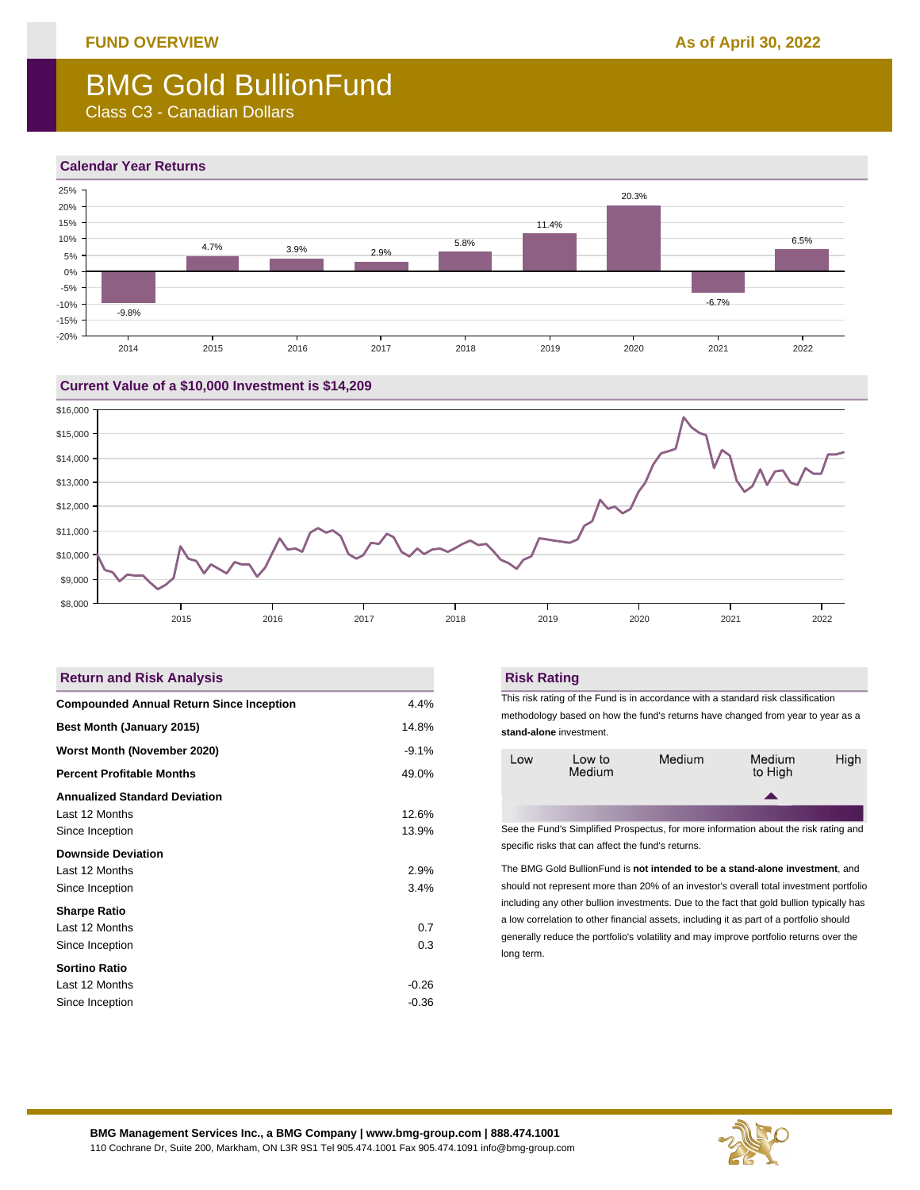FUND OVERVIEW

As of April 30, 2022

# BMG Gold BullionFund

Class C3 - Canadian Dollars

## Calendar Year Returns

25%
20%
15%
10%
5%
0%
-5%
-10%
-15%
-20%

-9.8%
4.7%
3.9%
2.9%
5.8%
11.4%
20.3%
-6.7%
6.5%

2014
2015
2016
2017
2018
2019
2020
2021
2022

## Current Value of a $10,000 Investment is $14,209

$16,000
$15,000
$14,000
$13,000
$12,000
$11,000
$10,000
$9,000
$8,000

2015
2016
2017
2018
2019
2020
2021
2022

## Return and Risk Analysis

| | |
|---|---|
| **Compounded Annual Return Since Inception** | 4.4% |
| **Best Month (January 2015)** | 14.8% |
| **Worst Month (November 2020)** | -9.1% |
| **Percent Profitable Months** | 49.0% |
| **Annualized Standard Deviation** | |
| Last 12 Months | 12.6% |
| Since Inception | 13.9% |
| **Downside Deviation** | |
| Last 12 Months | 2.9% |
| Since Inception | 3.4% |
| **Sharpe Ratio** | |
| Last 12 Months | 0.7 |
| Since Inception | 0.3 |
| **Sortino Ratio** | |
| Last 12 Months | -0.26 |
| Since Inception | -0.36 |

## Risk Rating

This risk rating of the Fund is in accordance with a standard risk classification methodology based on how the fund's returns have changed from year to year as a **stand-alone** investment.

Low | Low to Medium | Medium | Medium to High | High

See the Fund's Simplified Prospectus, for more information about the risk rating and specific risks that can affect the fund's returns.

The BMG Gold BullionFund is **not intended to be a stand-alone investment**, and should not represent more than 20% of an investor's overall total investment portfolio including any other bullion investments. Due to the fact that gold bullion typically has a low correlation to other financial assets, including it as part of a portfolio should generally reduce the portfolio's volatility and may improve portfolio returns over the long term.

**BMG Management Services Inc., a BMG Company | www.bmg-group.com | 888.474.1001**

110 Cochrane Dr, Suite 200, Markham, ON L3R 9S1 Tel 905.474.1001 Fax 905.474.1091 info@bmg-group.com